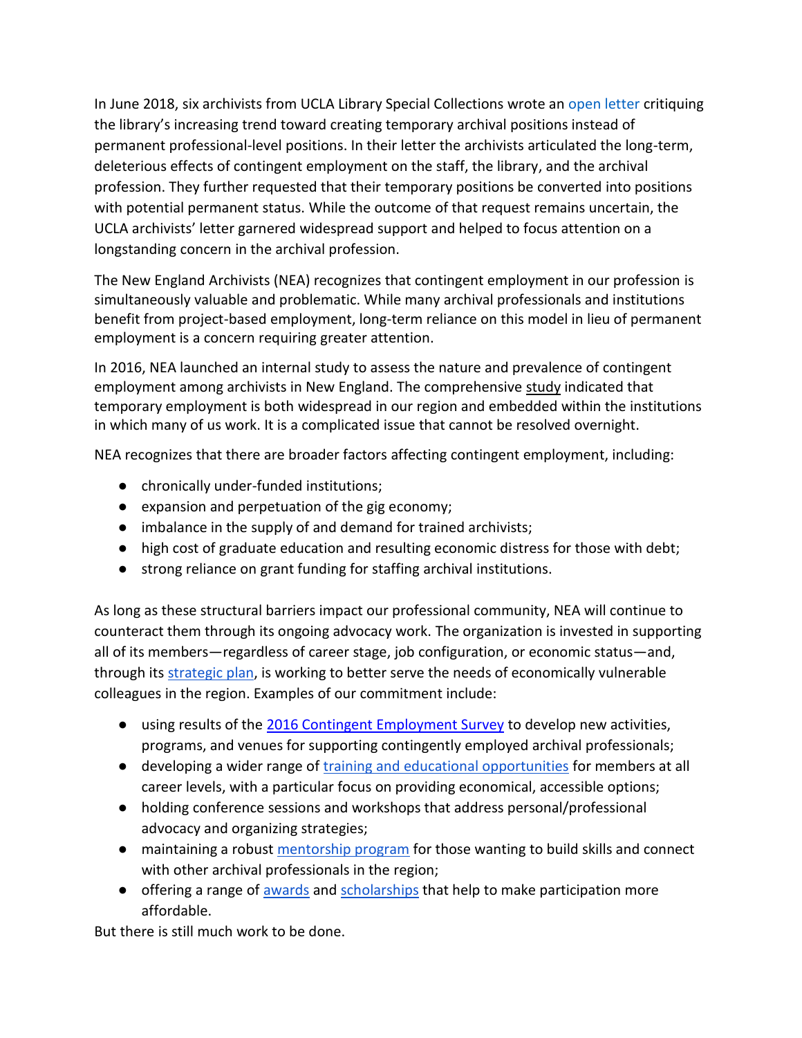In June 2018, six archivists from UCLA Library Special Collections wrote an open letter critiquing the library's increasing trend toward creating temporary archival positions instead of permanent professional-level positions. In their letter the archivists articulated the long-term, deleterious effects of contingent employment on the staff, the library, and the archival profession. They further requested that their temporary positions be converted into positions with potential permanent status. While the outcome of that request remains uncertain, the UCLA archivists' letter garnered widespread support and helped to focus attention on a longstanding concern in the archival profession.

The New England Archivists (NEA) recognizes that contingent employment in our profession is simultaneously valuable and problematic. While many archival professionals and institutions benefit from project-based employment, long-term reliance on this model in lieu of permanent employment is a concern requiring greater attention.

In 2016, NEA launched an internal study to assess the nature and prevalence of contingent employment among archivists in New England. The comprehensive study indicated that temporary employment is both widespread in our region and embedded within the institutions in which many of us work. It is a complicated issue that cannot be resolved overnight.

NEA recognizes that there are broader factors affecting contingent employment, including:

- chronically under-funded institutions;
- expansion and perpetuation of the gig economy;
- imbalance in the supply of and demand for trained archivists;
- high cost of graduate education and resulting economic distress for those with debt;
- strong reliance on grant funding for staffing archival institutions.

As long as these structural barriers impact our professional community, NEA will continue to counteract them through its ongoing advocacy work. The organization is invested in supporting all of its members—regardless of career stage, job configuration, or economic status—and, through its strategic plan, is working to better serve the needs of economically vulnerable colleagues in the region. Examples of our commitment include:

- using results of the 2016 Contingent Employment Survey to develop new activities, programs, and venues for supporting contingently employed archival professionals;
- developing a wider range of training and educational opportunities for members at all career levels, with a particular focus on providing economical, accessible options;
- holding conference sessions and workshops that address personal/professional advocacy and organizing strategies;
- maintaining a robust mentorship program for those wanting to build skills and connect with other archival professionals in the region;
- offering a range of awards and scholarships that help to make participation more affordable.

But there is still much work to be done.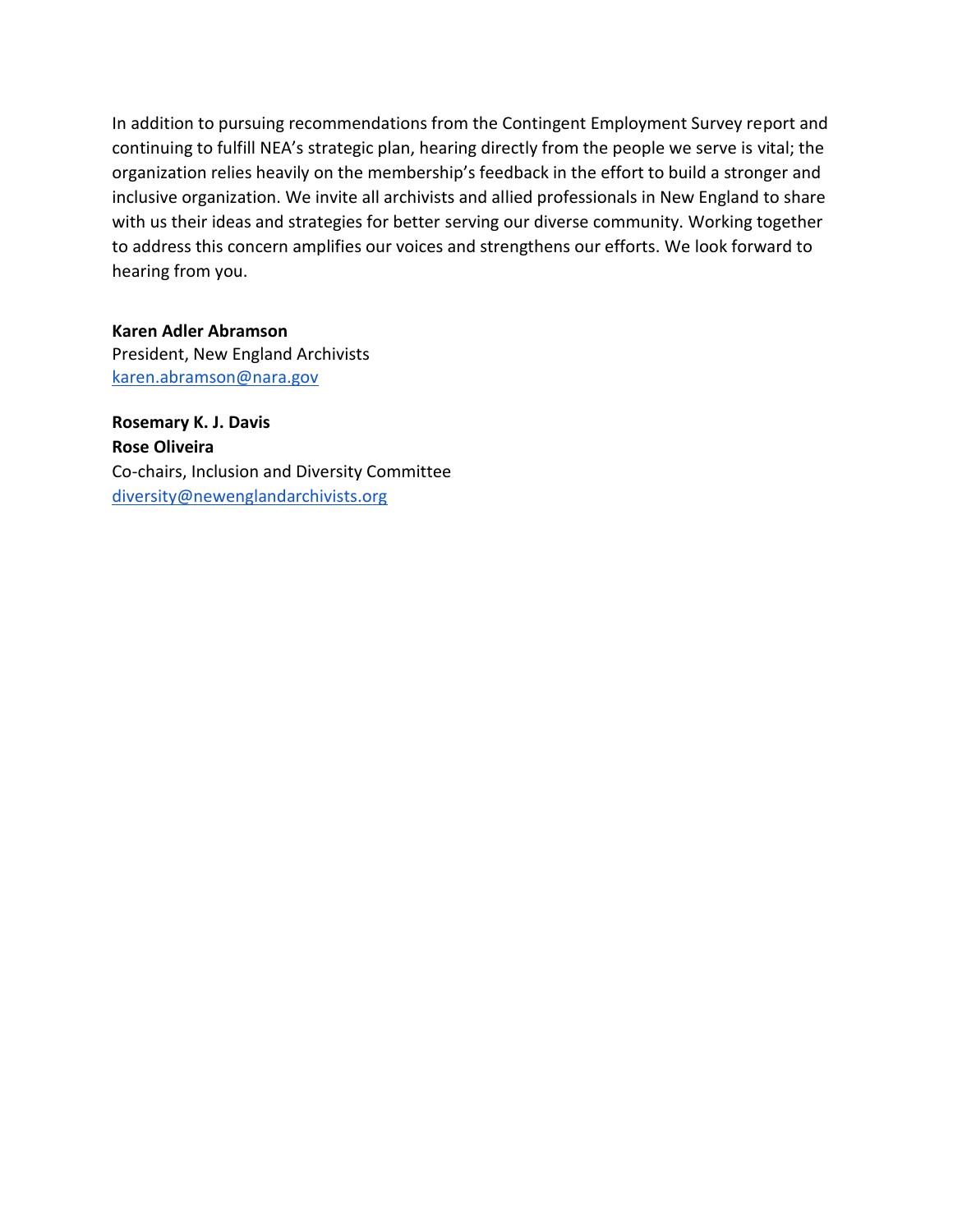In addition to pursuing recommendations from the Contingent Employment Survey report and continuing to fulfill NEA's strategic plan, hearing directly from the people we serve is vital; the organization relies heavily on the membership's feedback in the effort to build a stronger and inclusive organization. We invite all archivists and allied professionals in New England to share with us their ideas and strategies for better serving our diverse community. Working together to address this concern amplifies our voices and strengthens our efforts. We look forward to hearing from you.

**Karen Adler Abramson**
President, New England Archivists
karen.abramson@nara.gov

**Rosemary K. J. Davis**
**Rose Oliveira**
Co-chairs, Inclusion and Diversity Committee
diversity@newenglandarchivists.org